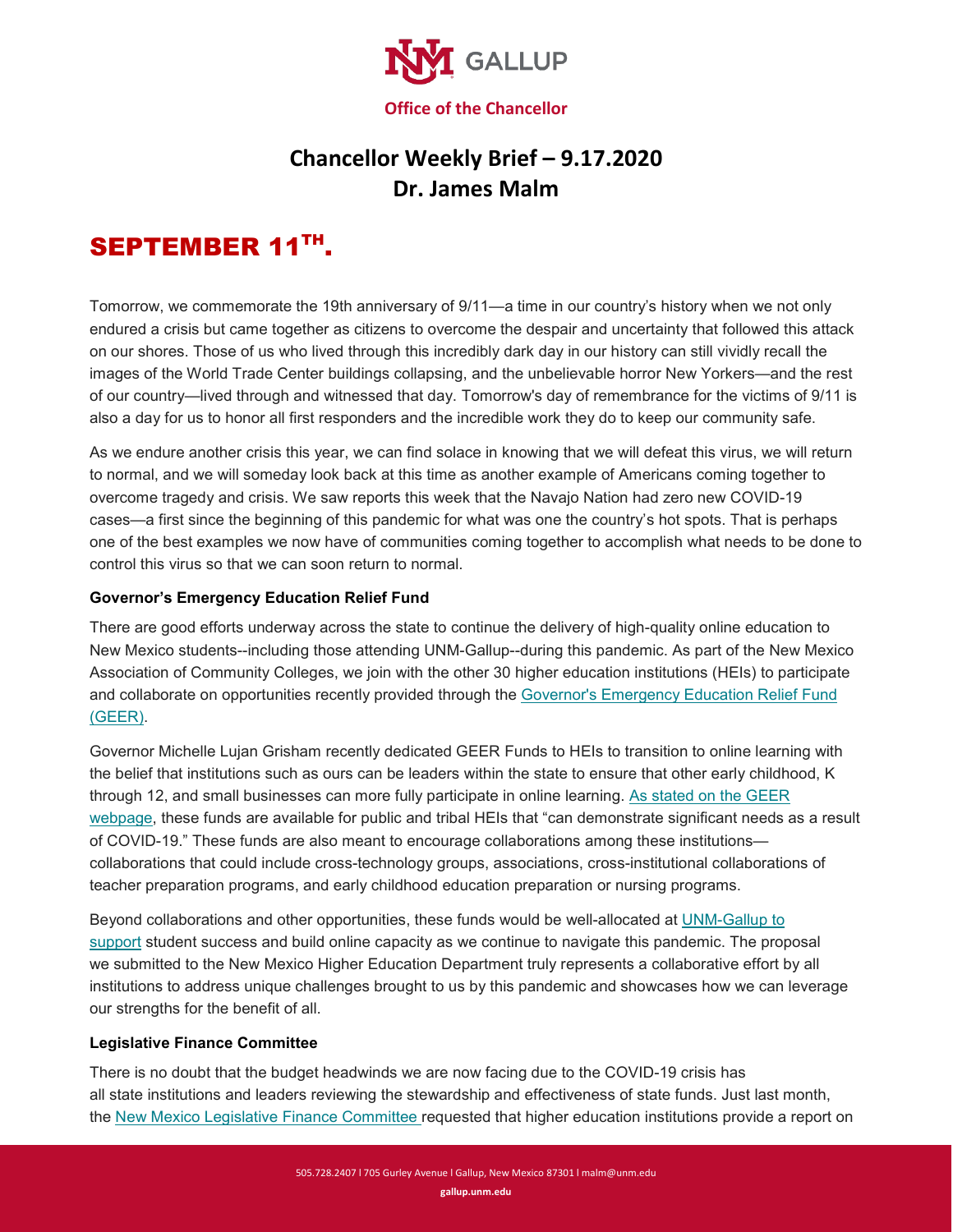**Office of the Chancellor**

# Chancellor Weekly Brief – 9.17.2020
# Dr. James Malm

## SEPTEMBER 11TH.

Tomorrow, we commemorate the 19th anniversary of 9/11—a time in our country's history when we not only endured a crisis but came together as citizens to overcome the despair and uncertainty that followed this attack on our shores. Those of us who lived through this incredibly dark day in our history can still vividly recall the images of the World Trade Center buildings collapsing, and the unbelievable horror New Yorkers—and the rest of our country—lived through and witnessed that day. Tomorrow's day of remembrance for the victims of 9/11 is also a day for us to honor all first responders and the incredible work they do to keep our community safe.

As we endure another crisis this year, we can find solace in knowing that we will defeat this virus, we will return to normal, and we will someday look back at this time as another example of Americans coming together to overcome tragedy and crisis. We saw reports this week that the Navajo Nation had zero new COVID-19 cases—a first since the beginning of this pandemic for what was one the country's hot spots. That is perhaps one of the best examples we now have of communities coming together to accomplish what needs to be done to control this virus so that we can soon return to normal.

**Governor's Emergency Education Relief Fund**

There are good efforts underway across the state to continue the delivery of high-quality online education to New Mexico students--including those attending UNM-Gallup--during this pandemic. As part of the New Mexico Association of Community Colleges, we join with the other 30 higher education institutions (HEIs) to participate and collaborate on opportunities recently provided through the Governor's Emergency Education Relief Fund (GEER).

Governor Michelle Lujan Grisham recently dedicated GEER Funds to HEIs to transition to online learning with the belief that institutions such as ours can be leaders within the state to ensure that other early childhood, K through 12, and small businesses can more fully participate in online learning. As stated on the GEER webpage, these funds are available for public and tribal HEIs that "can demonstrate significant needs as a result of COVID-19." These funds are also meant to encourage collaborations among these institutions—collaborations that could include cross-technology groups, associations, cross-institutional collaborations of teacher preparation programs, and early childhood education preparation or nursing programs.

Beyond collaborations and other opportunities, these funds would be well-allocated at UNM-Gallup to support student success and build online capacity as we continue to navigate this pandemic. The proposal we submitted to the New Mexico Higher Education Department truly represents a collaborative effort by all institutions to address unique challenges brought to us by this pandemic and showcases how we can leverage our strengths for the benefit of all.

**Legislative Finance Committee**

There is no doubt that the budget headwinds we are now facing due to the COVID-19 crisis has all state institutions and leaders reviewing the stewardship and effectiveness of state funds. Just last month, the New Mexico Legislative Finance Committee requested that higher education institutions provide a report on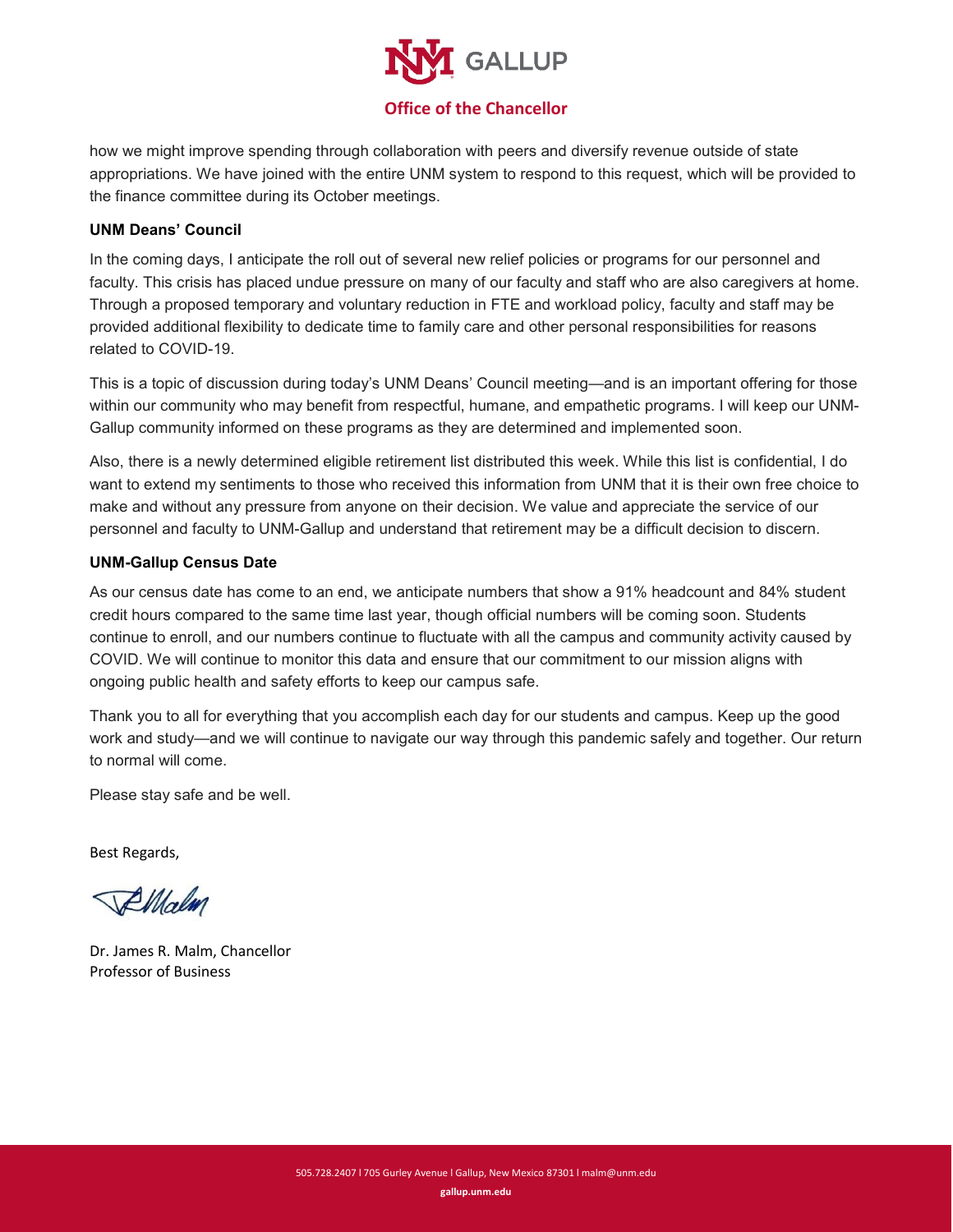how we might improve spending through collaboration with peers and diversify revenue outside of state appropriations. We have joined with the entire UNM system to respond to this request, which will be provided to the finance committee during its October meetings.

**UNM Deans' Council**

In the coming days, I anticipate the roll out of several new relief policies or programs for our personnel and faculty. This crisis has placed undue pressure on many of our faculty and staff who are also caregivers at home. Through a proposed temporary and voluntary reduction in FTE and workload policy, faculty and staff may be provided additional flexibility to dedicate time to family care and other personal responsibilities for reasons related to COVID-19.

This is a topic of discussion during today's UNM Deans' Council meeting—and is an important offering for those within our community who may benefit from respectful, humane, and empathetic programs. I will keep our UNM-Gallup community informed on these programs as they are determined and implemented soon.

Also, there is a newly determined eligible retirement list distributed this week. While this list is confidential, I do want to extend my sentiments to those who received this information from UNM that it is their own free choice to make and without any pressure from anyone on their decision. We value and appreciate the service of our personnel and faculty to UNM-Gallup and understand that retirement may be a difficult decision to discern.

**UNM-Gallup Census Date**

As our census date has come to an end, we anticipate numbers that show a 91% headcount and 84% student credit hours compared to the same time last year, though official numbers will be coming soon. Students continue to enroll, and our numbers continue to fluctuate with all the campus and community activity caused by COVID. We will continue to monitor this data and ensure that our commitment to our mission aligns with ongoing public health and safety efforts to keep our campus safe.

Thank you to all for everything that you accomplish each day for our students and campus. Keep up the good work and study—and we will continue to navigate our way through this pandemic safely and together. Our return to normal will come.

Please stay safe and be well.

Best Regards,

Dr. James R. Malm, Chancellor
Professor of Business

505.728.2407 l 705 Gurley Avenue l Gallup, New Mexico 87301 l malm@unm.edu
gallup.unm.edu